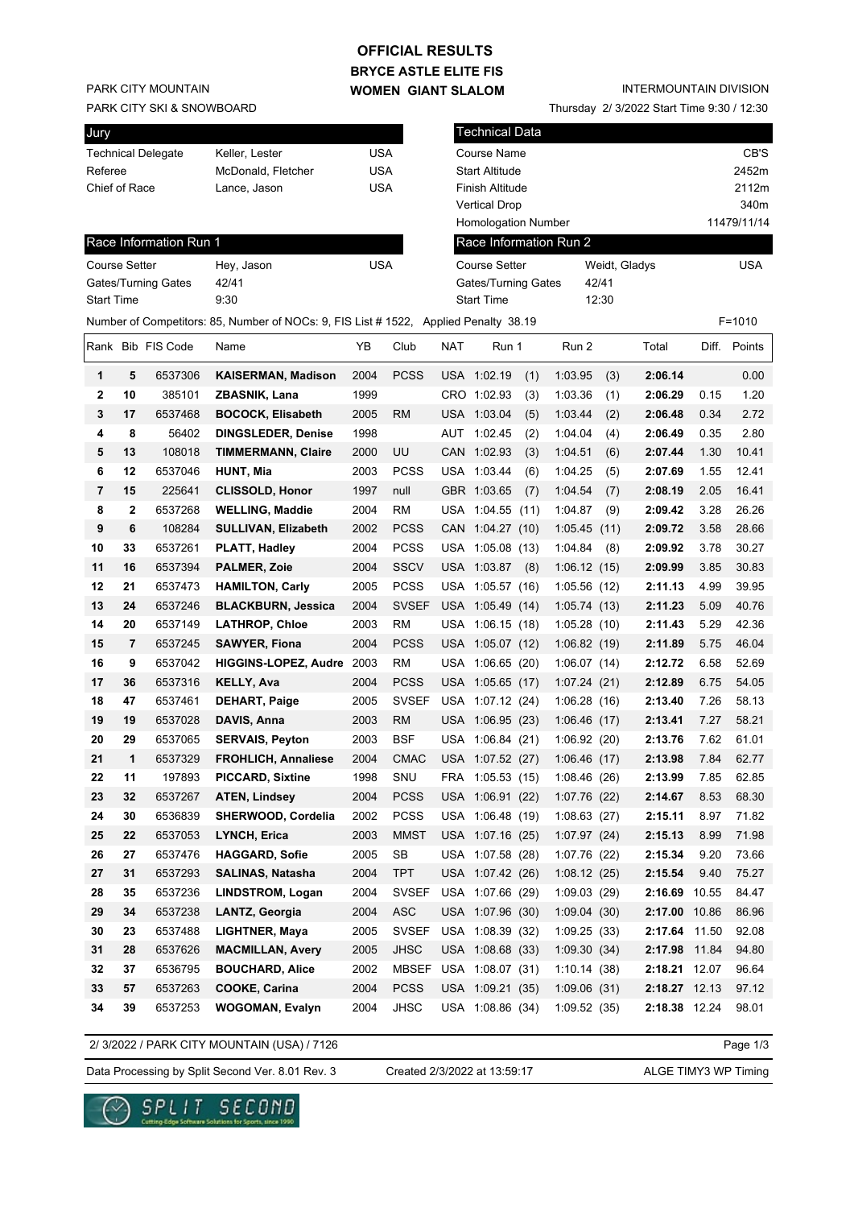# OFFICIAL RESULTS

## BRYCE ASTLE ELITE FIS

## WOMEN GIANT SLALOM

PARK CITY MOUNTAIN
PARK CITY SKI & SNOWBOARD

INTERMOUNTAIN DIVISION
Thursday 2/ 3/2022 Start Time 9:30 / 12:30

| Jury | | |
|---|---|---|
| Technical Delegate | Keller, Lester | USA |
| Referee | McDonald, Fletcher | USA |
| Chief of Race | Lance, Jason | USA |

| Technical Data | |
|---|---|
| Course Name | CB'S |
| Start Altitude | 2452m |
| Finish Altitude | 2112m |
| Vertical Drop | 340m |
| Homologation Number | 11479/11/14 |

| Race Information Run 1 | | |
|---|---|---|
| Course Setter | Hey, Jason | USA |
| Gates/Turning Gates | 42/41 | |
| Start Time | 9:30 | |

| Race Information Run 2 | | |
|---|---|---|
| Course Setter | Weidt, Gladys | USA |
| Gates/Turning Gates | 42/41 | |
| Start Time | 12:30 | |

Number of Competitors: 85, Number of NOCs: 9, FIS List # 1522, Applied Penalty 38.19 F=1010

| Rank | Bib | FIS Code | Name | YB | Club | NAT | Run 1 | Run 2 | Total | Diff. | Points |
|---|---|---|---|---|---|---|---|---|---|---|---|
| 1 | 5 | 6537306 | **KAISERMAN, Madison** | 2004 | PCSS | USA | 1:02.19 (1) | 1:03.95 (3) | **2:06.14** | | 0.00 |
| 2 | 10 | 385101 | **ZBASNIK, Lana** | 1999 | | CRO | 1:02.93 (3) | 1:03.36 (1) | **2:06.29** | 0.15 | 1.20 |
| 3 | 17 | 6537468 | **BOCOCK, Elisabeth** | 2005 | RM | USA | 1:03.04 (5) | 1:03.44 (2) | **2:06.48** | 0.34 | 2.72 |
| 4 | 8 | 56402 | **DINGSLEDER, Denise** | 1998 | | AUT | 1:02.45 (2) | 1:04.04 (4) | **2:06.49** | 0.35 | 2.80 |
| 5 | 13 | 108018 | **TIMMERMANN, Claire** | 2000 | UU | CAN | 1:02.93 (3) | 1:04.51 (6) | **2:07.44** | 1.30 | 10.41 |
| 6 | 12 | 6537046 | **HUNT, Mia** | 2003 | PCSS | USA | 1:03.44 (6) | 1:04.25 (5) | **2:07.69** | 1.55 | 12.41 |
| 7 | 15 | 225641 | **CLISSOLD, Honor** | 1997 | null | GBR | 1:03.65 (7) | 1:04.54 (7) | **2:08.19** | 2.05 | 16.41 |
| 8 | 2 | 6537268 | **WELLING, Maddie** | 2004 | RM | USA | 1:04.55 (11) | 1:04.87 (9) | **2:09.42** | 3.28 | 26.26 |
| 9 | 6 | 108284 | **SULLIVAN, Elizabeth** | 2002 | PCSS | CAN | 1:04.27 (10) | 1:05.45 (11) | **2:09.72** | 3.58 | 28.66 |
| 10 | 33 | 6537261 | **PLATT, Hadley** | 2004 | PCSS | USA | 1:05.08 (13) | 1:04.84 (8) | **2:09.92** | 3.78 | 30.27 |
| 11 | 16 | 6537394 | **PALMER, Zoie** | 2004 | SSCV | USA | 1:03.87 (8) | 1:06.12 (15) | **2:09.99** | 3.85 | 30.83 |
| 12 | 21 | 6537473 | **HAMILTON, Carly** | 2005 | PCSS | USA | 1:05.57 (16) | 1:05.56 (12) | **2:11.13** | 4.99 | 39.95 |
| 13 | 24 | 6537246 | **BLACKBURN, Jessica** | 2004 | SVSEF | USA | 1:05.49 (14) | 1:05.74 (13) | **2:11.23** | 5.09 | 40.76 |
| 14 | 20 | 6537149 | **LATHROP, Chloe** | 2003 | RM | USA | 1:06.15 (18) | 1:05.28 (10) | **2:11.43** | 5.29 | 42.36 |
| 15 | 7 | 6537245 | **SAWYER, Fiona** | 2004 | PCSS | USA | 1:05.07 (12) | 1:06.82 (19) | **2:11.89** | 5.75 | 46.04 |
| 16 | 9 | 6537042 | **HIGGINS-LOPEZ, Audre** | 2003 | RM | USA | 1:06.65 (20) | 1:06.07 (14) | **2:12.72** | 6.58 | 52.69 |
| 17 | 36 | 6537316 | **KELLY, Ava** | 2004 | PCSS | USA | 1:05.65 (17) | 1:07.24 (21) | **2:12.89** | 6.75 | 54.05 |
| 18 | 47 | 6537461 | **DEHART, Paige** | 2005 | SVSEF | USA | 1:07.12 (24) | 1:06.28 (16) | **2:13.40** | 7.26 | 58.13 |
| 19 | 19 | 6537028 | **DAVIS, Anna** | 2003 | RM | USA | 1:06.95 (23) | 1:06.46 (17) | **2:13.41** | 7.27 | 58.21 |
| 20 | 29 | 6537065 | **SERVAIS, Peyton** | 2003 | BSF | USA | 1:06.84 (21) | 1:06.92 (20) | **2:13.76** | 7.62 | 61.01 |
| 21 | 1 | 6537329 | **FROHLICH, Annaliese** | 2004 | CMAC | USA | 1:07.52 (27) | 1:06.46 (17) | **2:13.98** | 7.84 | 62.77 |
| 22 | 11 | 197893 | **PICCARD, Sixtine** | 1998 | SNU | FRA | 1:05.53 (15) | 1:08.46 (26) | **2:13.99** | 7.85 | 62.85 |
| 23 | 32 | 6537267 | **ATEN, Lindsey** | 2004 | PCSS | USA | 1:06.91 (22) | 1:07.76 (22) | **2:14.67** | 8.53 | 68.30 |
| 24 | 30 | 6536839 | **SHERWOOD, Cordelia** | 2002 | PCSS | USA | 1:06.48 (19) | 1:08.63 (27) | **2:15.11** | 8.97 | 71.82 |
| 25 | 22 | 6537053 | **LYNCH, Erica** | 2003 | MMST | USA | 1:07.16 (25) | 1:07.97 (24) | **2:15.13** | 8.99 | 71.98 |
| 26 | 27 | 6537476 | **HAGGARD, Sofie** | 2005 | SB | USA | 1:07.58 (28) | 1:07.76 (22) | **2:15.34** | 9.20 | 73.66 |
| 27 | 31 | 6537293 | **SALINAS, Natasha** | 2004 | TPT | USA | 1:07.42 (26) | 1:08.12 (25) | **2:15.54** | 9.40 | 75.27 |
| 28 | 35 | 6537236 | **LINDSTROM, Logan** | 2004 | SVSEF | USA | 1:07.66 (29) | 1:09.03 (29) | **2:16.69** | 10.55 | 84.47 |
| 29 | 34 | 6537238 | **LANTZ, Georgia** | 2004 | ASC | USA | 1:07.96 (30) | 1:09.04 (30) | **2:17.00** | 10.86 | 86.96 |
| 30 | 23 | 6537488 | **LIGHTNER, Maya** | 2005 | SVSEF | USA | 1:08.39 (32) | 1:09.25 (33) | **2:17.64** | 11.50 | 92.08 |
| 31 | 28 | 6537626 | **MACMILLAN, Avery** | 2005 | JHSC | USA | 1:08.68 (33) | 1:09.30 (34) | **2:17.98** | 11.84 | 94.80 |
| 32 | 37 | 6536795 | **BOUCHARD, Alice** | 2002 | MBSEF | USA | 1:08.07 (31) | 1:10.14 (38) | **2:18.21** | 12.07 | 96.64 |
| 33 | 57 | 6537263 | **COOKE, Carina** | 2004 | PCSS | USA | 1:09.21 (35) | 1:09.06 (31) | **2:18.27** | 12.13 | 97.12 |
| 34 | 39 | 6537253 | **WOGOMAN, Evalyn** | 2004 | JHSC | USA | 1:08.86 (34) | 1:09.52 (35) | **2:18.38** | 12.24 | 98.01 |

2/ 3/2022 / PARK CITY MOUNTAIN (USA) / 7126

Data Processing by Split Second Ver. 8.01 Rev. 3 Created 2/3/2022 at 13:59:17 ALGE TIMY3 WP Timing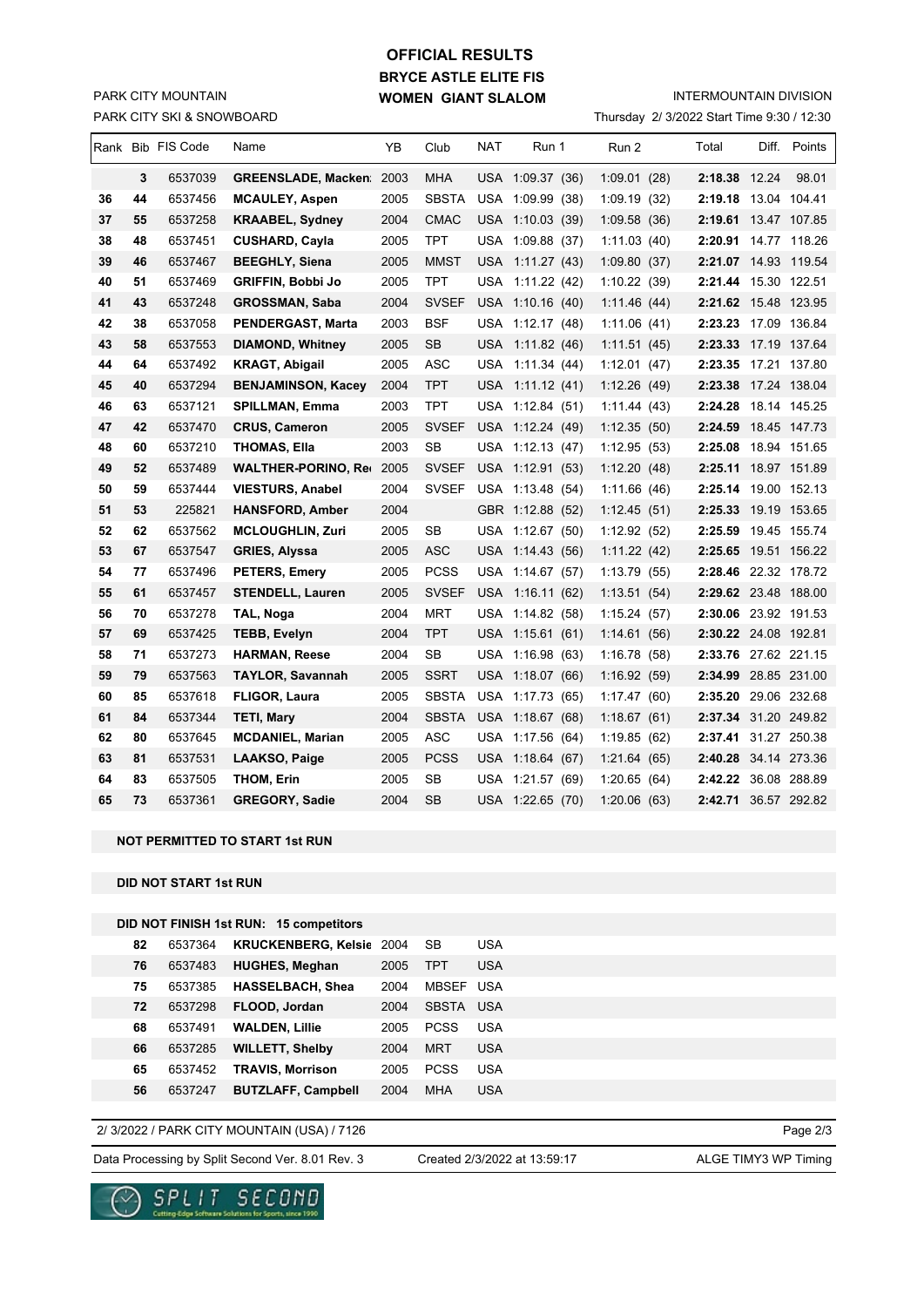# OFFICIAL RESULTS

## BRYCE ASTLE ELITE FIS

## WOMEN GIANT SLALOM

PARK CITY MOUNTAIN

PARK CITY SKI & SNOWBOARD

INTERMOUNTAIN DIVISION

Thursday 2/ 3/2022 Start Time 9:30 / 12:30

| Rank | Bib | FIS Code | Name | YB | Club | NAT | Run 1 | Run 2 | Total | Diff. | Points |
|---|---|---|---|---|---|---|---|---|---|---|---|
| | 3 | 6537039 | **GREENSLADE, Macken** | 2003 | MHA | USA | 1:09.37 (36) | 1:09.01 (28) | **2:18.38** | 12.24 | 98.01 |
| 36 | 44 | 6537456 | **MCAULEY, Aspen** | 2005 | SBSTA | USA | 1:09.99 (38) | 1:09.19 (32) | **2:19.18** | 13.04 | 104.41 |
| 37 | 55 | 6537258 | **KRAABEL, Sydney** | 2004 | CMAC | USA | 1:10.03 (39) | 1:09.58 (36) | **2:19.61** | 13.47 | 107.85 |
| 38 | 48 | 6537451 | **CUSHARD, Cayla** | 2005 | TPT | USA | 1:09.88 (37) | 1:11.03 (40) | **2:20.91** | 14.77 | 118.26 |
| 39 | 46 | 6537467 | **BEEGHLY, Siena** | 2005 | MMST | USA | 1:11.27 (43) | 1:09.80 (37) | **2:21.07** | 14.93 | 119.54 |
| 40 | 51 | 6537469 | **GRIFFIN, Bobbi Jo** | 2005 | TPT | USA | 1:11.22 (42) | 1:10.22 (39) | **2:21.44** | 15.30 | 122.51 |
| 41 | 43 | 6537248 | **GROSSMAN, Saba** | 2004 | SVSEF | USA | 1:10.16 (40) | 1:11.46 (44) | **2:21.62** | 15.48 | 123.95 |
| 42 | 38 | 6537058 | **PENDERGAST, Marta** | 2003 | BSF | USA | 1:12.17 (48) | 1:11.06 (41) | **2:23.23** | 17.09 | 136.84 |
| 43 | 58 | 6537553 | **DIAMOND, Whitney** | 2005 | SB | USA | 1:11.82 (46) | 1:11.51 (45) | **2:23.33** | 17.19 | 137.64 |
| 44 | 64 | 6537492 | **KRAGT, Abigail** | 2005 | ASC | USA | 1:11.34 (44) | 1:12.01 (47) | **2:23.35** | 17.21 | 137.80 |
| 45 | 40 | 6537294 | **BENJAMINSON, Kacey** | 2004 | TPT | USA | 1:11.12 (41) | 1:12.26 (49) | **2:23.38** | 17.24 | 138.04 |
| 46 | 63 | 6537121 | **SPILLMAN, Emma** | 2003 | TPT | USA | 1:12.84 (51) | 1:11.44 (43) | **2:24.28** | 18.14 | 145.25 |
| 47 | 42 | 6537470 | **CRUS, Cameron** | 2005 | SVSEF | USA | 1:12.24 (49) | 1:12.35 (50) | **2:24.59** | 18.45 | 147.73 |
| 48 | 60 | 6537210 | **THOMAS, Ella** | 2003 | SB | USA | 1:12.13 (47) | 1:12.95 (53) | **2:25.08** | 18.94 | 151.65 |
| 49 | 52 | 6537489 | **WALTHER-PORINO, Re** | 2005 | SVSEF | USA | 1:12.91 (53) | 1:12.20 (48) | **2:25.11** | 18.97 | 151.89 |
| 50 | 59 | 6537444 | **VIESTURS, Anabel** | 2004 | SVSEF | USA | 1:13.48 (54) | 1:11.66 (46) | **2:25.14** | 19.00 | 152.13 |
| 51 | 53 | 225821 | **HANSFORD, Amber** | 2004 | | GBR | 1:12.88 (52) | 1:12.45 (51) | **2:25.33** | 19.19 | 153.65 |
| 52 | 62 | 6537562 | **MCLOUGHLIN, Zuri** | 2005 | SB | USA | 1:12.67 (50) | 1:12.92 (52) | **2:25.59** | 19.45 | 155.74 |
| 53 | 67 | 6537547 | **GRIES, Alyssa** | 2005 | ASC | USA | 1:14.43 (56) | 1:11.22 (42) | **2:25.65** | 19.51 | 156.22 |
| 54 | 77 | 6537496 | **PETERS, Emery** | 2005 | PCSS | USA | 1:14.67 (57) | 1:13.79 (55) | **2:28.46** | 22.32 | 178.72 |
| 55 | 61 | 6537457 | **STENDELL, Lauren** | 2005 | SVSEF | USA | 1:16.11 (62) | 1:13.51 (54) | **2:29.62** | 23.48 | 188.00 |
| 56 | 70 | 6537278 | **TAL, Noga** | 2004 | MRT | USA | 1:14.82 (58) | 1:15.24 (57) | **2:30.06** | 23.92 | 191.53 |
| 57 | 69 | 6537425 | **TEBB, Evelyn** | 2004 | TPT | USA | 1:15.61 (61) | 1:14.61 (56) | **2:30.22** | 24.08 | 192.81 |
| 58 | 71 | 6537273 | **HARMAN, Reese** | 2004 | SB | USA | 1:16.98 (63) | 1:16.78 (58) | **2:33.76** | 27.62 | 221.15 |
| 59 | 79 | 6537563 | **TAYLOR, Savannah** | 2005 | SSRT | USA | 1:18.07 (66) | 1:16.92 (59) | **2:34.99** | 28.85 | 231.00 |
| 60 | 85 | 6537618 | **FLIGOR, Laura** | 2005 | SBSTA | USA | 1:17.73 (65) | 1:17.47 (60) | **2:35.20** | 29.06 | 232.68 |
| 61 | 84 | 6537344 | **TETI, Mary** | 2004 | SBSTA | USA | 1:18.67 (68) | 1:18.67 (61) | **2:37.34** | 31.20 | 249.82 |
| 62 | 80 | 6537645 | **MCDANIEL, Marian** | 2005 | ASC | USA | 1:17.56 (64) | 1:19.85 (62) | **2:37.41** | 31.27 | 250.38 |
| 63 | 81 | 6537531 | **LAAKSO, Paige** | 2005 | PCSS | USA | 1:18.64 (67) | 1:21.64 (65) | **2:40.28** | 34.14 | 273.36 |
| 64 | 83 | 6537505 | **THOM, Erin** | 2005 | SB | USA | 1:21.57 (69) | 1:20.65 (64) | **2:42.22** | 36.08 | 288.89 |
| 65 | 73 | 6537361 | **GREGORY, Sadie** | 2004 | SB | USA | 1:22.65 (70) | 1:20.06 (63) | **2:42.71** | 36.57 | 292.82 |

**NOT PERMITTED TO START 1st RUN**

**DID NOT START 1st RUN**

**DID NOT FINISH 1st RUN: 15 competitors**

| Bib | FIS Code | Name | YB | Club | NAT |
|---|---|---|---|---|---|
| 82 | 6537364 | **KRUCKENBERG, Kelsie** | 2004 | SB | USA |
| 76 | 6537483 | **HUGHES, Meghan** | 2005 | TPT | USA |
| 75 | 6537385 | **HASSELBACH, Shea** | 2004 | MBSEF | USA |
| 72 | 6537298 | **FLOOD, Jordan** | 2004 | SBSTA | USA |
| 68 | 6537491 | **WALDEN, Lillie** | 2005 | PCSS | USA |
| 66 | 6537285 | **WILLETT, Shelby** | 2004 | MRT | USA |
| 65 | 6537452 | **TRAVIS, Morrison** | 2005 | PCSS | USA |
| 56 | 6537247 | **BUTZLAFF, Campbell** | 2004 | MHA | USA |

2/ 3/2022 / PARK CITY MOUNTAIN (USA) / 7126

Data Processing by Split Second Ver. 8.01 Rev. 3 Created 2/3/2022 at 13:59:17 ALGE TIMY3 WP Timing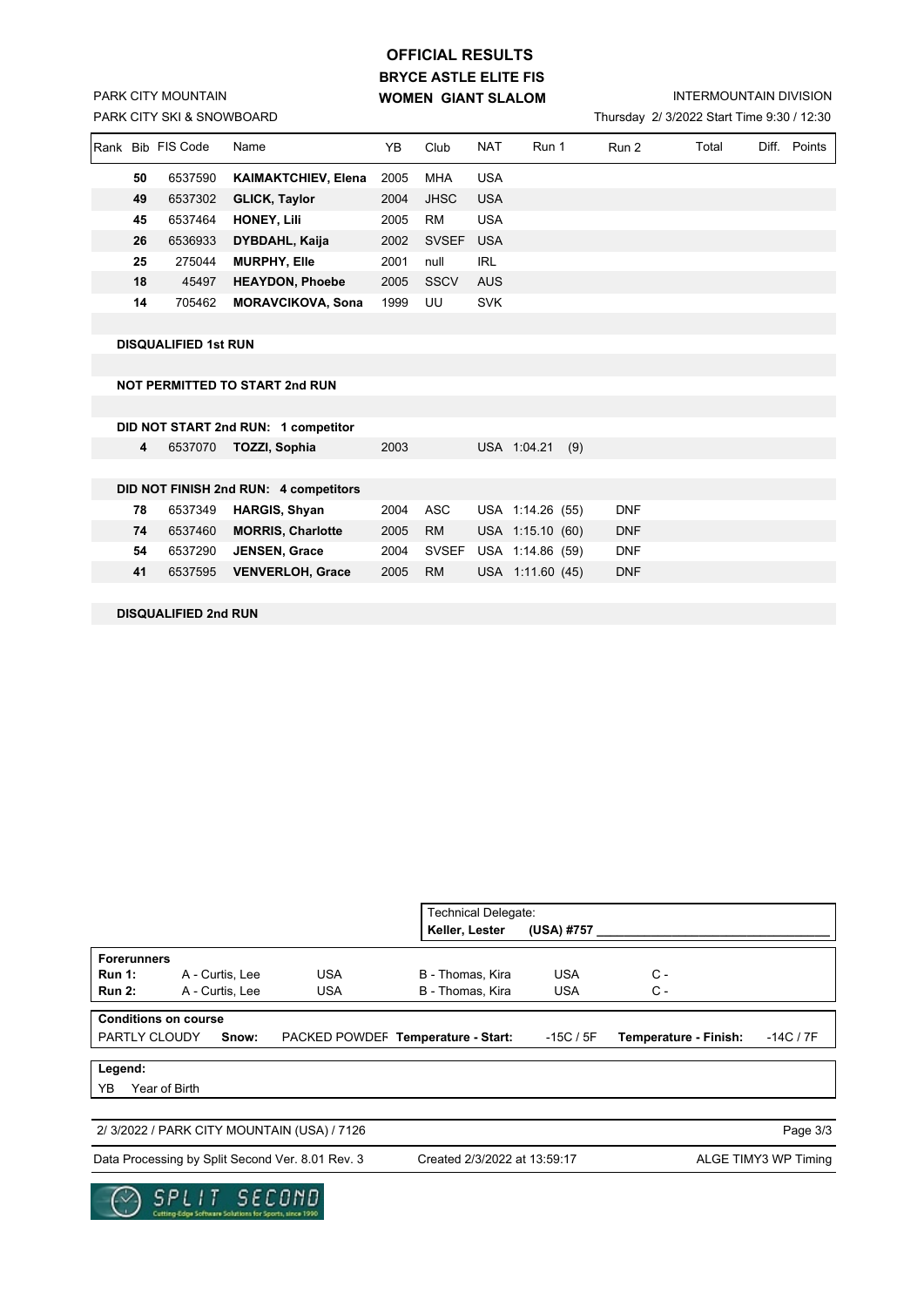# OFFICIAL RESULTS

## BRYCE ASTLE ELITE FIS

## WOMEN GIANT SLALOM

PARK CITY MOUNTAIN
PARK CITY SKI & SNOWBOARD

INTERMOUNTAIN DIVISION
Thursday 2/ 3/2022 Start Time 9:30 / 12:30

| Rank | Bib | FIS Code | Name | YB | Club | NAT | Run 1 | Run 2 | Total | Diff. | Points |
|---|---|---|---|---|---|---|---|---|---|---|---|
| | 50 | 6537590 | **KAIMAKTCHIEV, Elena** | 2005 | MHA | USA | | | | | |
| | 49 | 6537302 | **GLICK, Taylor** | 2004 | JHSC | USA | | | | | |
| | 45 | 6537464 | **HONEY, Lili** | 2005 | RM | USA | | | | | |
| | 26 | 6536933 | **DYBDAHL, Kaija** | 2002 | SVSEF | USA | | | | | |
| | 25 | 275044 | **MURPHY, Elle** | 2001 | null | IRL | | | | | |
| | 18 | 45497 | **HEAYDON, Phoebe** | 2005 | SSCV | AUS | | | | | |
| | 14 | 705462 | **MORAVCIKOVA, Sona** | 1999 | UU | SVK | | | | | |
| | | | **DISQUALIFIED 1st RUN** | | | | | | | | |
| | | | **NOT PERMITTED TO START 2nd RUN** | | | | | | | | |
| | | | **DID NOT START 2nd RUN: 1 competitor** | | | | | | | | |
| | 4 | 6537070 | **TOZZI, Sophia** | 2003 | | USA | 1:04.21 (9) | | | | |
| | | | **DID NOT FINISH 2nd RUN: 4 competitors** | | | | | | | | |
| | 78 | 6537349 | **HARGIS, Shyan** | 2004 | ASC | USA | 1:14.26 (55) | DNF | | | |
| | 74 | 6537460 | **MORRIS, Charlotte** | 2005 | RM | USA | 1:15.10 (60) | DNF | | | |
| | 54 | 6537290 | **JENSEN, Grace** | 2004 | SVSEF | USA | 1:14.86 (59) | DNF | | | |
| | 41 | 6537595 | **VENVERLOH, Grace** | 2005 | RM | USA | 1:11.60 (45) | DNF | | | |
| | | | **DISQUALIFIED 2nd RUN** | | | | | | | | |

Technical Delegate:
**Keller, Lester** (USA) #757

**Forerunners**

| | | | | | |
|---|---|---|---|---|---|
| **Run 1:** | A - Curtis, Lee | USA | B - Thomas, Kira | USA | C - |
| **Run 2:** | A - Curtis, Lee | USA | B - Thomas, Kira | USA | C - |

**Conditions on course**

PARTLY CLOUDY **Snow:** PACKED POWDEF **Temperature - Start:** -15C / 5F **Temperature - Finish:** -14C / 7F

**Legend:**
YB Year of Birth

2/ 3/2022 / PARK CITY MOUNTAIN (USA) / 7126

Data Processing by Split Second Ver. 8.01 Rev. 3 Created 2/3/2022 at 13:59:17 ALGE TIMY3 WP Timing